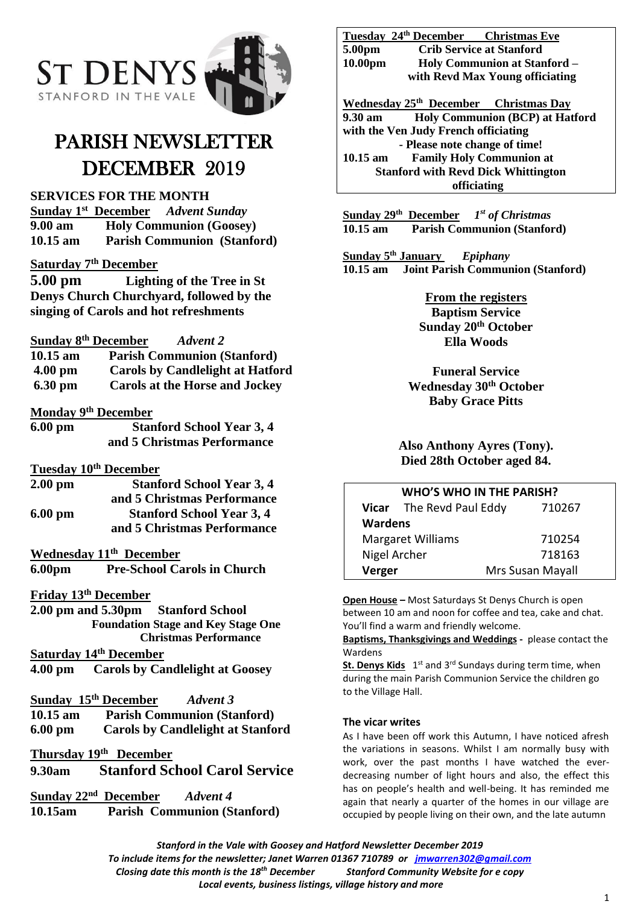# ST DENYS
STANFORD IN THE VALE

# PARISH NEWSLETTER DECEMBER 2019

## SERVICES FOR THE MONTH

**Sunday 1st December** *Advent Sunday*
**9.00 am** Holy Communion (Goosey)
**10.15 am** Parish Communion (Stanford)

**Saturday 7th December**
**5.00 pm** Lighting of the Tree in St Denys Church Churchyard, followed by the singing of Carols and hot refreshments

**Sunday 8th December** *Advent 2*
**10.15 am** Parish Communion (Stanford)
**4.00 pm** Carols by Candlelight at Hatford
**6.30 pm** Carols at the Horse and Jockey

**Monday 9th December**
**6.00 pm** Stanford School Year 3, 4 and 5 Christmas Performance

**Tuesday 10th December**
**2.00 pm** Stanford School Year 3, 4 and 5 Christmas Performance
**6.00 pm** Stanford School Year 3, 4 and 5 Christmas Performance

**Wednesday 11th December**
**6.00pm** Pre-School Carols in Church

**Friday 13th December**
**2.00 pm and 5.30pm** Stanford School Foundation Stage and Key Stage One Christmas Performance

**Saturday 14th December**
**4.00 pm** Carols by Candlelight at Goosey

**Sunday 15th December** *Advent 3*
**10.15 am** Parish Communion (Stanford)
**6.00 pm** Carols by Candlelight at Stanford

**Thursday 19th December**
**9.30am** Stanford School Carol Service

**Sunday 22nd December** *Advent 4*
**10.15am** Parish Communion (Stanford)

**Tuesday 24th December** **Christmas Eve**
**5.00pm** Crib Service at Stanford
**10.00pm** Holy Communion at Stanford – with Revd Max Young officiating

**Wednesday 25th December** **Christmas Day**
**9.30 am** Holy Communion (BCP) at Hatford with the Ven Judy French officiating - Please note change of time!
**10.15 am** Family Holy Communion at Stanford with Revd Dick Whittington officiating

**Sunday 29th December** *1st of Christmas*
**10.15 am** Parish Communion (Stanford)

**Sunday 5th January** *Epiphany*
**10.15 am** Joint Parish Communion (Stanford)

## From the registers

**Baptism Service**
**Sunday 20th October**
**Ella Woods**

**Funeral Service**
**Wednesday 30th October**
**Baby Grace Pitts**

**Also Anthony Ayres (Tony). Died 28th October aged 84.**

| WHO'S WHO IN THE PARISH? | | |
|---|---|---|
| **Vicar** | The Revd Paul Eddy | 710267 |
| **Wardens** | | |
| Margaret Williams | | 710254 |
| Nigel Archer | | 718163 |
| **Verger** | | Mrs Susan Mayall |

**Open House –** Most Saturdays St Denys Church is open between 10 am and noon for coffee and tea, cake and chat. You'll find a warm and friendly welcome.

**Baptisms, Thanksgivings and Weddings -** please contact the Wardens

**St. Denys Kids** 1st and 3rd Sundays during term time, when during the main Parish Communion Service the children go to the Village Hall.

### The vicar writes

As I have been off work this Autumn, I have noticed afresh the variations in seasons. Whilst I am normally busy with work, over the past months I have watched the ever-decreasing number of light hours and also, the effect this has on people's health and well-being. It has reminded me again that nearly a quarter of the homes in our village are occupied by people living on their own, and the late autumn

*Stanford in the Vale with Goosey and Hatford Newsletter December 2019*
*To include items for the newsletter; Janet Warren 01367 710789 or jmwarren302@gmail.com*
*Closing date this month is the 18th December* *Stanford Community Website for e copy*
*Local events, business listings, village history and more*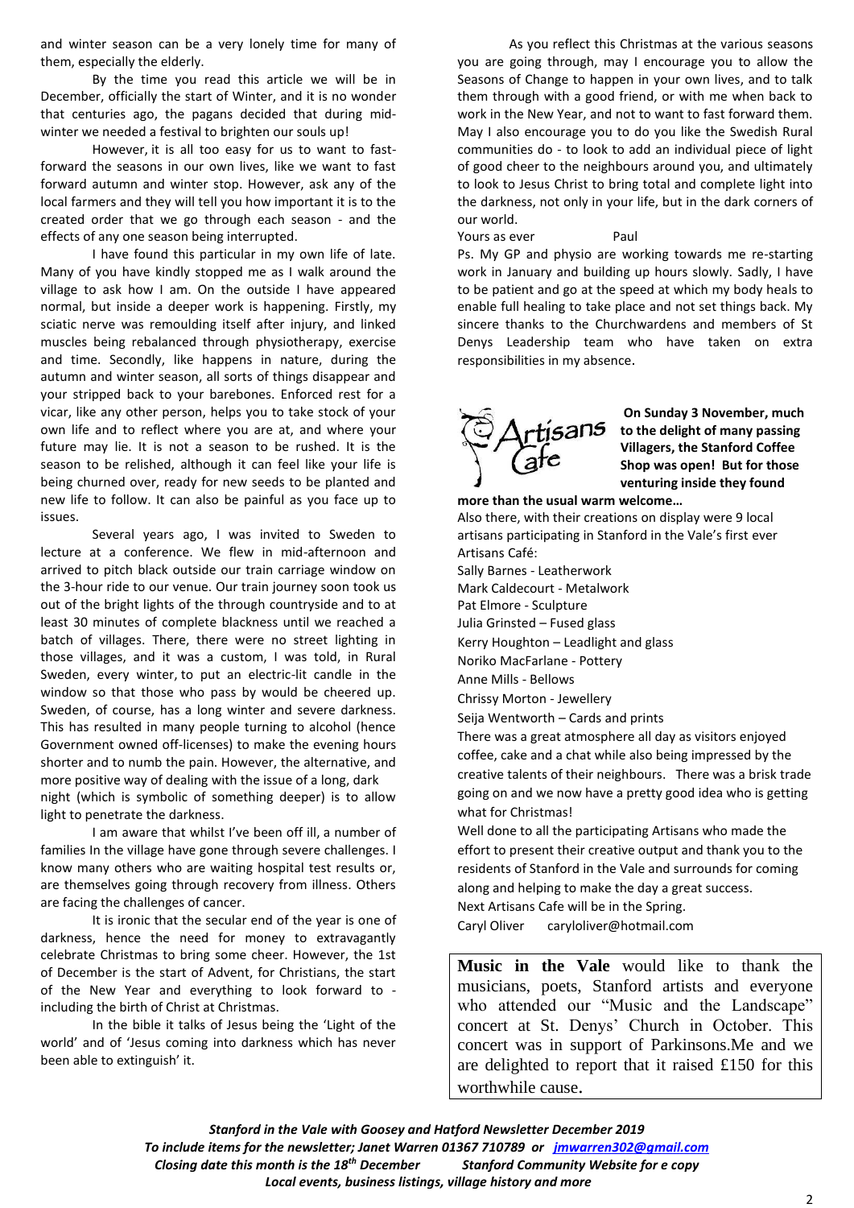and winter season can be a very lonely time for many of them, especially the elderly.

By the time you read this article we will be in December, officially the start of Winter, and it is no wonder that centuries ago, the pagans decided that during mid-winter we needed a festival to brighten our souls up!

However, it is all too easy for us to want to fast-forward the seasons in our own lives, like we want to fast forward autumn and winter stop. However, ask any of the local farmers and they will tell you how important it is to the created order that we go through each season - and the effects of any one season being interrupted.

I have found this particular in my own life of late. Many of you have kindly stopped me as I walk around the village to ask how I am. On the outside I have appeared normal, but inside a deeper work is happening. Firstly, my sciatic nerve was remoulding itself after injury, and linked muscles being rebalanced through physiotherapy, exercise and time. Secondly, like happens in nature, during the autumn and winter season, all sorts of things disappear and your stripped back to your barebones. Enforced rest for a vicar, like any other person, helps you to take stock of your own life and to reflect where you are at, and where your future may lie. It is not a season to be rushed. It is the season to be relished, although it can feel like your life is being churned over, ready for new seeds to be planted and new life to follow. It can also be painful as you face up to issues.

Several years ago, I was invited to Sweden to lecture at a conference. We flew in mid-afternoon and arrived to pitch black outside our train carriage window on the 3-hour ride to our venue. Our train journey soon took us out of the bright lights of the through countryside and to at least 30 minutes of complete blackness until we reached a batch of villages. There, there were no street lighting in those villages, and it was a custom, I was told, in Rural Sweden, every winter, to put an electric-lit candle in the window so that those who pass by would be cheered up. Sweden, of course, has a long winter and severe darkness. This has resulted in many people turning to alcohol (hence Government owned off-licenses) to make the evening hours shorter and to numb the pain. However, the alternative, and more positive way of dealing with the issue of a long, dark night (which is symbolic of something deeper) is to allow light to penetrate the darkness.

I am aware that whilst I've been off ill, a number of families In the village have gone through severe challenges. I know many others who are waiting hospital test results or, are themselves going through recovery from illness. Others are facing the challenges of cancer.

It is ironic that the secular end of the year is one of darkness, hence the need for money to extravagantly celebrate Christmas to bring some cheer. However, the 1st of December is the start of Advent, for Christians, the start of the New Year and everything to look forward to - including the birth of Christ at Christmas.

In the bible it talks of Jesus being the 'Light of the world' and of 'Jesus coming into darkness which has never been able to extinguish' it.

As you reflect this Christmas at the various seasons you are going through, may I encourage you to allow the Seasons of Change to happen in your own lives, and to talk them through with a good friend, or with me when back to work in the New Year, and not to want to fast forward them. May I also encourage you to do you like the Swedish Rural communities do - to look to add an individual piece of light of good cheer to the neighbours around you, and ultimately to look to Jesus Christ to bring total and complete light into the darkness, not only in your life, but in the dark corners of our world.

Yours as ever Paul

Ps. My GP and physio are working towards me re-starting work in January and building up hours slowly. Sadly, I have to be patient and go at the speed at which my body heals to enable full healing to take place and not set things back. My sincere thanks to the Churchwardens and members of St Denys Leadership team who have taken on extra responsibilities in my absence.

Artisans Cafe

**On Sunday 3 November, much to the delight of many passing Villagers, the Stanford Coffee Shop was open! But for those venturing inside they found more than the usual warm welcome…**

Also there, with their creations on display were 9 local artisans participating in Stanford in the Vale's first ever Artisans Café:

Sally Barnes - Leatherwork
Mark Caldecourt - Metalwork
Pat Elmore - Sculpture
Julia Grinsted – Fused glass
Kerry Houghton – Leadlight and glass
Noriko MacFarlane - Pottery
Anne Mills - Bellows
Chrissy Morton - Jewellery
Seija Wentworth – Cards and prints

There was a great atmosphere all day as visitors enjoyed coffee, cake and a chat while also being impressed by the creative talents of their neighbours. There was a brisk trade going on and we now have a pretty good idea who is getting what for Christmas!

Well done to all the participating Artisans who made the effort to present their creative output and thank you to the residents of Stanford in the Vale and surrounds for coming along and helping to make the day a great success.

Next Artisans Cafe will be in the Spring.

Caryl Oliver caryloliver@hotmail.com

**Music in the Vale** would like to thank the musicians, poets, Stanford artists and everyone who attended our "Music and the Landscape" concert at St. Denys' Church in October. This concert was in support of Parkinsons.Me and we are delighted to report that it raised £150 for this worthwhile cause.

*Stanford in the Vale with Goosey and Hatford Newsletter December 2019*
*To include items for the newsletter; Janet Warren 01367 710789 or jmwarren302@gmail.com*
*Closing date this month is the 18th December Stanford Community Website for e copy*
*Local events, business listings, village history and more*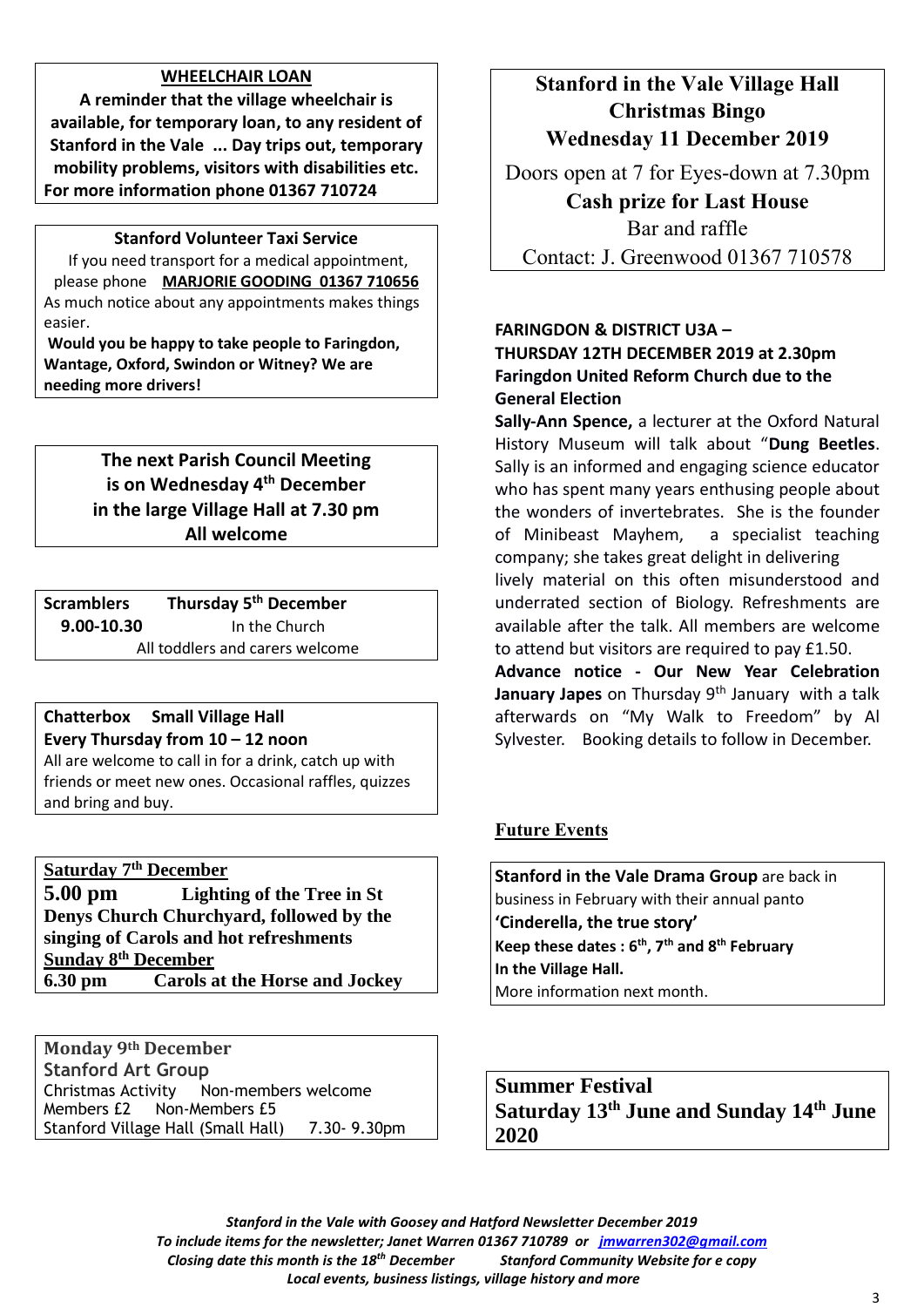## WHEELCHAIR LOAN

**A reminder that the village wheelchair is available, for temporary loan, to any resident of Stanford in the Vale ... Day trips out, temporary mobility problems, visitors with disabilities etc.**
**For more information phone 01367 710724**

---

**Stanford Volunteer Taxi Service**

If you need transport for a medical appointment, please phone **MARJORIE GOODING 01367 710656**
As much notice about any appointments makes things easier.

**Would you be happy to take people to Faringdon, Wantage, Oxford, Swindon or Witney? We are needing more drivers!**

---

**The next Parish Council Meeting is on Wednesday 4th December in the large Village Hall at 7.30 pm**
**All welcome**

---

**Scramblers** **Thursday 5th December**
**9.00-10.30** In the Church
All toddlers and carers welcome

---

**Chatterbox Small Village Hall**
**Every Thursday from 10 – 12 noon**
All are welcome to call in for a drink, catch up with friends or meet new ones. Occasional raffles, quizzes and bring and buy.

---

**Saturday 7th December**
**5.00 pm** **Lighting of the Tree in St Denys Church Churchyard, followed by the singing of Carols and hot refreshments**
**Sunday 8th December**
**6.30 pm** **Carols at the Horse and Jockey**

---

**Monday 9th December**
**Stanford Art Group**
Christmas Activity Non-members welcome
Members £2 Non-Members £5
Stanford Village Hall (Small Hall) 7.30- 9.30pm

---

**Stanford in the Vale Village Hall Christmas Bingo**
**Wednesday 11 December 2019**

Doors open at 7 for Eyes-down at 7.30pm
**Cash prize for Last House**
Bar and raffle
Contact: J. Greenwood 01367 710578

---

**FARINGDON & DISTRICT U3A –**
**THURSDAY 12TH DECEMBER 2019 at 2.30pm Faringdon United Reform Church due to the General Election**

**Sally-Ann Spence,** a lecturer at the Oxford Natural History Museum will talk about "**Dung Beetles**. Sally is an informed and engaging science educator who has spent many years enthusing people about the wonders of invertebrates. She is the founder of Minibeast Mayhem, a specialist teaching company; she takes great delight in delivering lively material on this often misunderstood and underrated section of Biology. Refreshments are available after the talk. All members are welcome to attend but visitors are required to pay £1.50.

**Advance notice - Our New Year Celebration January Japes** on Thursday 9th January with a talk afterwards on "My Walk to Freedom" by Al Sylvester. Booking details to follow in December.

---

## Future Events

**Stanford in the Vale Drama Group** are back in business in February with their annual panto
**'Cinderella, the true story'**
**Keep these dates : 6th, 7th and 8th February**
**In the Village Hall.**
More information next month.

---

**Summer Festival**
**Saturday 13th June and Sunday 14th June 2020**

---

*Stanford in the Vale with Goosey and Hatford Newsletter December 2019*
*To include items for the newsletter; Janet Warren 01367 710789 or jmwarren302@gmail.com*
*Closing date this month is the 18th December* *Stanford Community Website for e copy*
*Local events, business listings, village history and more*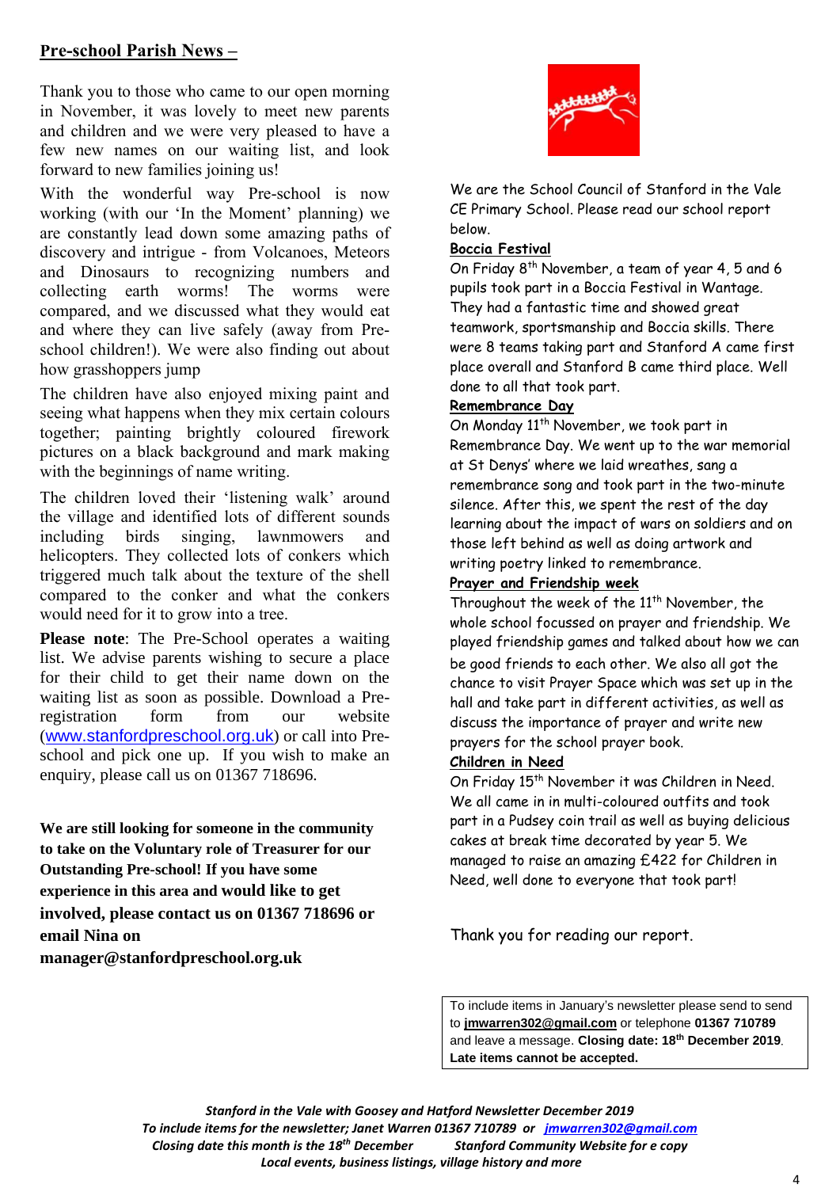## Pre-school Parish News –

Thank you to those who came to our open morning in November, it was lovely to meet new parents and children and we were very pleased to have a few new names on our waiting list, and look forward to new families joining us!

With the wonderful way Pre-school is now working (with our 'In the Moment' planning) we are constantly lead down some amazing paths of discovery and intrigue - from Volcanoes, Meteors and Dinosaurs to recognizing numbers and collecting earth worms! The worms were compared, and we discussed what they would eat and where they can live safely (away from Pre-school children!). We were also finding out about how grasshoppers jump

The children have also enjoyed mixing paint and seeing what happens when they mix certain colours together; painting brightly coloured firework pictures on a black background and mark making with the beginnings of name writing.

The children loved their 'listening walk' around the village and identified lots of different sounds including birds singing, lawnmowers and helicopters. They collected lots of conkers which triggered much talk about the texture of the shell compared to the conker and what the conkers would need for it to grow into a tree.

**Please note**: The Pre-School operates a waiting list. We advise parents wishing to secure a place for their child to get their name down on the waiting list as soon as possible. Download a Pre-registration form from our website (www.stanfordpreschool.org.uk) or call into Pre-school and pick one up. If you wish to make an enquiry, please call us on 01367 718696.

**We are still looking for someone in the community to take on the Voluntary role of Treasurer for our Outstanding Pre-school! If you have some experience in this area and would like to get involved, please contact us on 01367 718696 or email Nina on manager@stanfordpreschool.org.uk**

We are the School Council of Stanford in the Vale CE Primary School. Please read our school report below.

**Boccia Festival**

On Friday 8th November, a team of year 4, 5 and 6 pupils took part in a Boccia Festival in Wantage. They had a fantastic time and showed great teamwork, sportsmanship and Boccia skills. There were 8 teams taking part and Stanford A came first place overall and Stanford B came third place. Well done to all that took part.

**Remembrance Day**

On Monday 11th November, we took part in Remembrance Day. We went up to the war memorial at St Denys' where we laid wreathes, sang a remembrance song and took part in the two-minute silence. After this, we spent the rest of the day learning about the impact of wars on soldiers and on those left behind as well as doing artwork and writing poetry linked to remembrance.

**Prayer and Friendship week**

Throughout the week of the 11th November, the whole school focussed on prayer and friendship. We played friendship games and talked about how we can be good friends to each other. We also all got the chance to visit Prayer Space which was set up in the hall and take part in different activities, as well as discuss the importance of prayer and write new prayers for the school prayer book.

**Children in Need**

On Friday 15th November it was Children in Need. We all came in in multi-coloured outfits and took part in a Pudsey coin trail as well as buying delicious cakes at break time decorated by year 5. We managed to raise an amazing £422 for Children in Need, well done to everyone that took part!

Thank you for reading our report.

To include items in January's newsletter please send to send to **jmwarren302@gmail.com** or telephone **01367 710789** and leave a message. **Closing date: 18th December 2019**. **Late items cannot be accepted.**

***Stanford in the Vale with Goosey and Hatford Newsletter December 2019***
***To include items for the newsletter; Janet Warren 01367 710789 or jmwarren302@gmail.com***
***Closing date this month is the 18th December Stanford Community Website for e copy***
***Local events, business listings, village history and more***